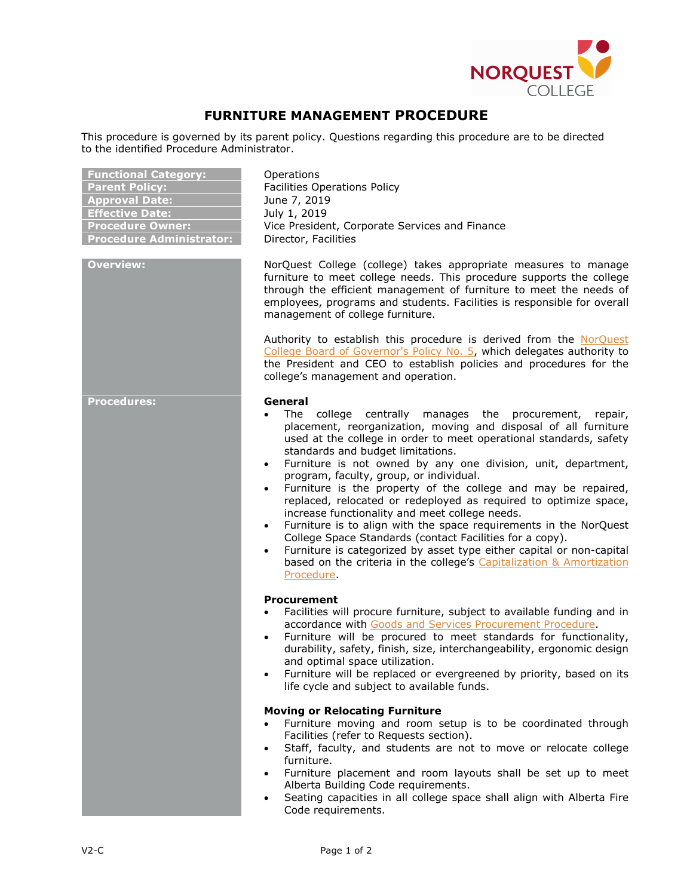# FURNITURE MANAGEMENT PROCEDURE

This procedure is governed by its parent policy. Questions regarding this procedure are to be directed to the identified Procedure Administrator.

| | |
|---|---|
| **Functional Category:** | Operations |
| **Parent Policy:** | Facilities Operations Policy |
| **Approval Date:** | June 7, 2019 |
| **Effective Date:** | July 1, 2019 |
| **Procedure Owner:** | Vice President, Corporate Services and Finance |
| **Procedure Administrator:** | Director, Facilities |

## Overview:

NorQuest College (college) takes appropriate measures to manage furniture to meet college needs. This procedure supports the college through the efficient management of furniture to meet the needs of employees, programs and students. Facilities is responsible for overall management of college furniture.

Authority to establish this procedure is derived from the NorQuest College Board of Governor's Policy No. 5, which delegates authority to the President and CEO to establish policies and procedures for the college's management and operation.

## Procedures:

### General

- The college centrally manages the procurement, repair, placement, reorganization, moving and disposal of all furniture used at the college in order to meet operational standards, safety standards and budget limitations.
- Furniture is not owned by any one division, unit, department, program, faculty, group, or individual.
- Furniture is the property of the college and may be repaired, replaced, relocated or redeployed as required to optimize space, increase functionality and meet college needs.
- Furniture is to align with the space requirements in the NorQuest College Space Standards (contact Facilities for a copy).
- Furniture is categorized by asset type either capital or non-capital based on the criteria in the college's Capitalization & Amortization Procedure.

### Procurement

- Facilities will procure furniture, subject to available funding and in accordance with Goods and Services Procurement Procedure.
- Furniture will be procured to meet standards for functionality, durability, safety, finish, size, interchangeability, ergonomic design and optimal space utilization.
- Furniture will be replaced or evergreened by priority, based on its life cycle and subject to available funds.

### Moving or Relocating Furniture

- Furniture moving and room setup is to be coordinated through Facilities (refer to Requests section).
- Staff, faculty, and students are not to move or relocate college furniture.
- Furniture placement and room layouts shall be set up to meet Alberta Building Code requirements.
- Seating capacities in all college space shall align with Alberta Fire Code requirements.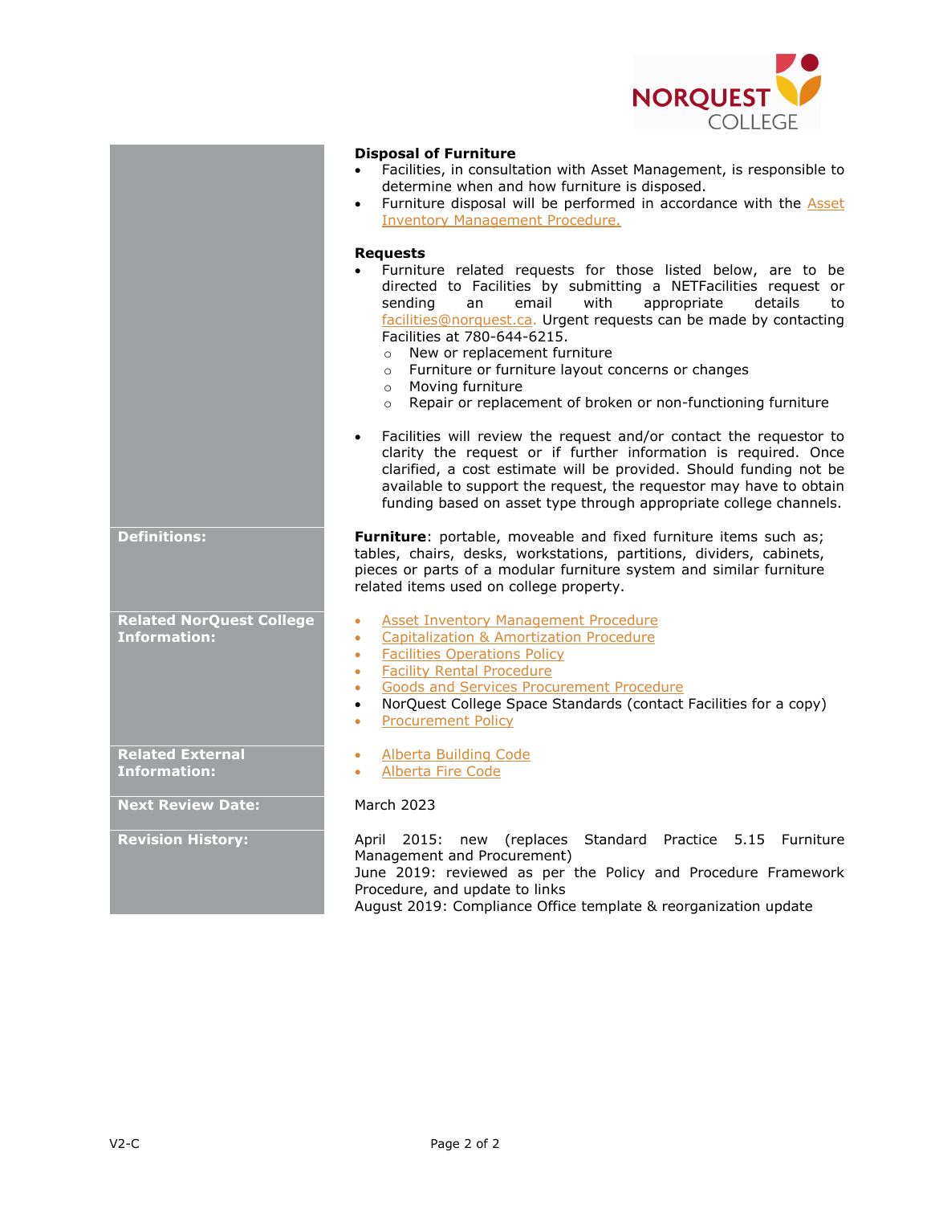**Disposal of Furniture**

- Facilities, in consultation with Asset Management, is responsible to determine when and how furniture is disposed.
- Furniture disposal will be performed in accordance with the Asset Inventory Management Procedure.

**Requests**

- Furniture related requests for those listed below, are to be directed to Facilities by submitting a NETFacilities request or sending an email with appropriate details to facilities@norquest.ca. Urgent requests can be made by contacting Facilities at 780-644-6215.
    - New or replacement furniture
    - Furniture or furniture layout concerns or changes
    - Moving furniture
    - Repair or replacement of broken or non-functioning furniture

- Facilities will review the request and/or contact the requestor to clarity the request or if further information is required. Once clarified, a cost estimate will be provided. Should funding not be available to support the request, the requestor may have to obtain funding based on asset type through appropriate college channels.

| | |
|---|---|
| **Definitions:** | **Furniture**: portable, moveable and fixed furniture items such as; tables, chairs, desks, workstations, partitions, dividers, cabinets, pieces or parts of a modular furniture system and similar furniture related items used on college property. |
| **Related NorQuest College Information:** | • Asset Inventory Management Procedure<br>• Capitalization & Amortization Procedure<br>• Facilities Operations Policy<br>• Facility Rental Procedure<br>• Goods and Services Procurement Procedure<br>• NorQuest College Space Standards (contact Facilities for a copy)<br>• Procurement Policy |
| **Related External Information:** | • Alberta Building Code<br>• Alberta Fire Code |
| **Next Review Date:** | March 2023 |
| **Revision History:** | April 2015: new (replaces Standard Practice 5.15 Furniture Management and Procurement)<br>June 2019: reviewed as per the Policy and Procedure Framework Procedure, and update to links<br>August 2019: Compliance Office template & reorganization update |

V2-C